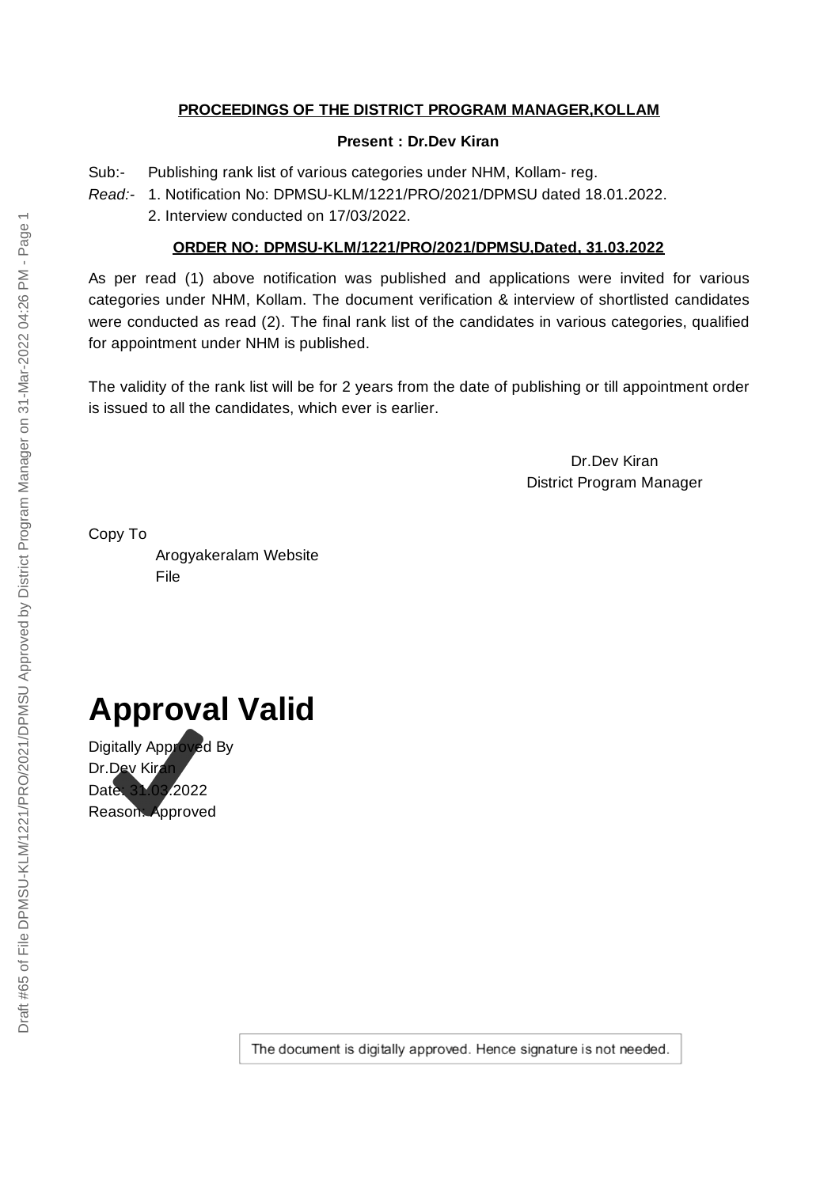**PROCEEDINGS OF THE DISTRICT PROGRAM MANAGER,KOLLAM**

**Present : Dr.Dev Kiran**

Sub:- Publishing rank list of various categories under NHM, Kollam- reg.

*Read:-* 1. Notification No: DPMSU-KLM/1221/PRO/2021/DPMSU dated 18.01.2022.

2. Interview conducted on 17/03/2022.

**ORDER NO: DPMSU-KLM/1221/PRO/2021/DPMSU,Dated, 31.03.2022**

As per read (1) above notification was published and applications were invited for various categories under NHM, Kollam. The document verification & interview of shortlisted candidates were conducted as read (2). The final rank list of the candidates in various categories, qualified for appointment under NHM is published.

The validity of the rank list will be for 2 years from the date of publishing or till appointment order is issued to all the candidates, which ever is earlier.

Dr.Dev Kiran
District Program Manager

Copy To

Arogyakeralam Website
File

# Approval Valid

Digitally Approved By
Dr.Dev Kiran
Date: 31.03.2022
Reason: Approved

The document is digitally approved. Hence signature is not needed.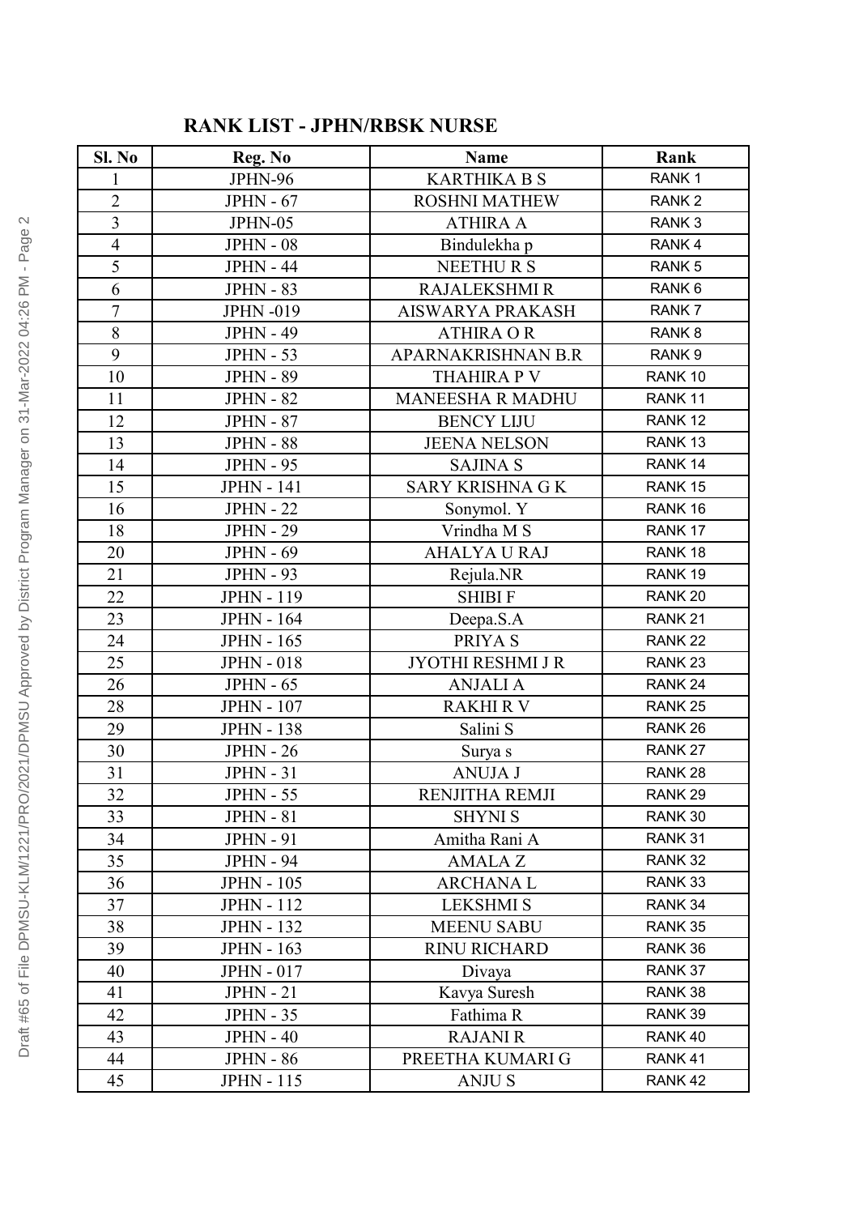## RANK LIST - JPHN/RBSK NURSE

| Sl. No | Reg. No | Name | Rank |
|---|---|---|---|
| 1 | JPHN-96 | KARTHIKA B S | RANK 1 |
| 2 | JPHN - 67 | ROSHNI MATHEW | RANK 2 |
| 3 | JPHN-05 | ATHIRA A | RANK 3 |
| 4 | JPHN - 08 | Bindulekha p | RANK 4 |
| 5 | JPHN - 44 | NEETHU R S | RANK 5 |
| 6 | JPHN - 83 | RAJALEKSHMI R | RANK 6 |
| 7 | JPHN -019 | AISWARYA PRAKASH | RANK 7 |
| 8 | JPHN - 49 | ATHIRA O R | RANK 8 |
| 9 | JPHN - 53 | APARNAKRISHNAN B.R | RANK 9 |
| 10 | JPHN - 89 | THAHIRA P V | RANK 10 |
| 11 | JPHN - 82 | MANEESHA R MADHU | RANK 11 |
| 12 | JPHN - 87 | BENCY LIJU | RANK 12 |
| 13 | JPHN - 88 | JEENA NELSON | RANK 13 |
| 14 | JPHN - 95 | SAJINA S | RANK 14 |
| 15 | JPHN - 141 | SARY KRISHNA G K | RANK 15 |
| 16 | JPHN - 22 | Sonymol. Y | RANK 16 |
| 18 | JPHN - 29 | Vrindha M S | RANK 17 |
| 20 | JPHN - 69 | AHALYA U RAJ | RANK 18 |
| 21 | JPHN - 93 | Rejula.NR | RANK 19 |
| 22 | JPHN - 119 | SHIBI F | RANK 20 |
| 23 | JPHN - 164 | Deepa.S.A | RANK 21 |
| 24 | JPHN - 165 | PRIYA S | RANK 22 |
| 25 | JPHN - 018 | JYOTHI RESHMI J R | RANK 23 |
| 26 | JPHN - 65 | ANJALI A | RANK 24 |
| 28 | JPHN - 107 | RAKHI R V | RANK 25 |
| 29 | JPHN - 138 | Salini S | RANK 26 |
| 30 | JPHN - 26 | Surya s | RANK 27 |
| 31 | JPHN - 31 | ANUJA J | RANK 28 |
| 32 | JPHN - 55 | RENJITHA REMJI | RANK 29 |
| 33 | JPHN - 81 | SHYNI S | RANK 30 |
| 34 | JPHN - 91 | Amitha Rani A | RANK 31 |
| 35 | JPHN - 94 | AMALA Z | RANK 32 |
| 36 | JPHN - 105 | ARCHANA L | RANK 33 |
| 37 | JPHN - 112 | LEKSHMI S | RANK 34 |
| 38 | JPHN - 132 | MEENU SABU | RANK 35 |
| 39 | JPHN - 163 | RINU RICHARD | RANK 36 |
| 40 | JPHN - 017 | Divaya | RANK 37 |
| 41 | JPHN - 21 | Kavya Suresh | RANK 38 |
| 42 | JPHN - 35 | Fathima R | RANK 39 |
| 43 | JPHN - 40 | RAJANI R | RANK 40 |
| 44 | JPHN - 86 | PREETHA KUMARI G | RANK 41 |
| 45 | JPHN - 115 | ANJU S | RANK 42 |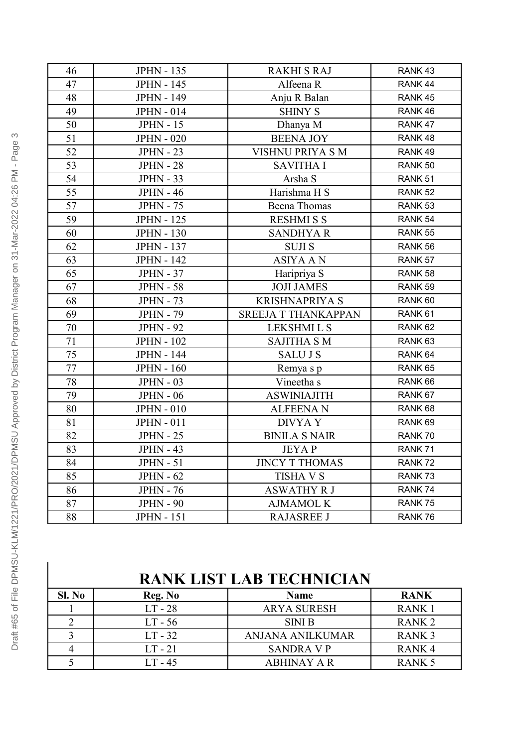| 46 | JPHN - 135 | RAKHI S RAJ | RANK 43 |
|---|---|---|---|
| 47 | JPHN - 145 | Alfeena R | RANK 44 |
| 48 | JPHN - 149 | Anju R Balan | RANK 45 |
| 49 | JPHN - 014 | SHINY S | RANK 46 |
| 50 | JPHN - 15 | Dhanya M | RANK 47 |
| 51 | JPHN - 020 | BEENA JOY | RANK 48 |
| 52 | JPHN - 23 | VISHNU PRIYA S M | RANK 49 |
| 53 | JPHN - 28 | SAVITHA I | RANK 50 |
| 54 | JPHN - 33 | Arsha S | RANK 51 |
| 55 | JPHN - 46 | Harishma H S | RANK 52 |
| 57 | JPHN - 75 | Beena Thomas | RANK 53 |
| 59 | JPHN - 125 | RESHMI S S | RANK 54 |
| 60 | JPHN - 130 | SANDHYA R | RANK 55 |
| 62 | JPHN - 137 | SUJI S | RANK 56 |
| 63 | JPHN - 142 | ASIYA A N | RANK 57 |
| 65 | JPHN - 37 | Haripriya S | RANK 58 |
| 67 | JPHN - 58 | JOJI JAMES | RANK 59 |
| 68 | JPHN - 73 | KRISHNAPRIYA S | RANK 60 |
| 69 | JPHN - 79 | SREEJA T THANKAPPAN | RANK 61 |
| 70 | JPHN - 92 | LEKSHMI L S | RANK 62 |
| 71 | JPHN - 102 | SAJITHA S M | RANK 63 |
| 75 | JPHN - 144 | SALU J S | RANK 64 |
| 77 | JPHN - 160 | Remya s p | RANK 65 |
| 78 | JPHN - 03 | Vineetha s | RANK 66 |
| 79 | JPHN - 06 | ASWINIAJITH | RANK 67 |
| 80 | JPHN - 010 | ALFEENA N | RANK 68 |
| 81 | JPHN - 011 | DIVYA Y | RANK 69 |
| 82 | JPHN - 25 | BINILA S NAIR | RANK 70 |
| 83 | JPHN - 43 | JEYA P | RANK 71 |
| 84 | JPHN - 51 | JINCY T THOMAS | RANK 72 |
| 85 | JPHN - 62 | TISHA V S | RANK 73 |
| 86 | JPHN - 76 | ASWATHY R J | RANK 74 |
| 87 | JPHN - 90 | AJMAMOL K | RANK 75 |
| 88 | JPHN - 151 | RAJASREE J | RANK 76 |

## RANK LIST LAB TECHNICIAN

| Sl. No | Reg. No | Name | RANK |
|---|---|---|---|
| 1 | LT - 28 | ARYA SURESH | RANK 1 |
| 2 | LT - 56 | SINI B | RANK 2 |
| 3 | LT - 32 | ANJANA ANILKUMAR | RANK 3 |
| 4 | LT - 21 | SANDRA V P | RANK 4 |
| 5 | LT - 45 | ABHINAY A R | RANK 5 |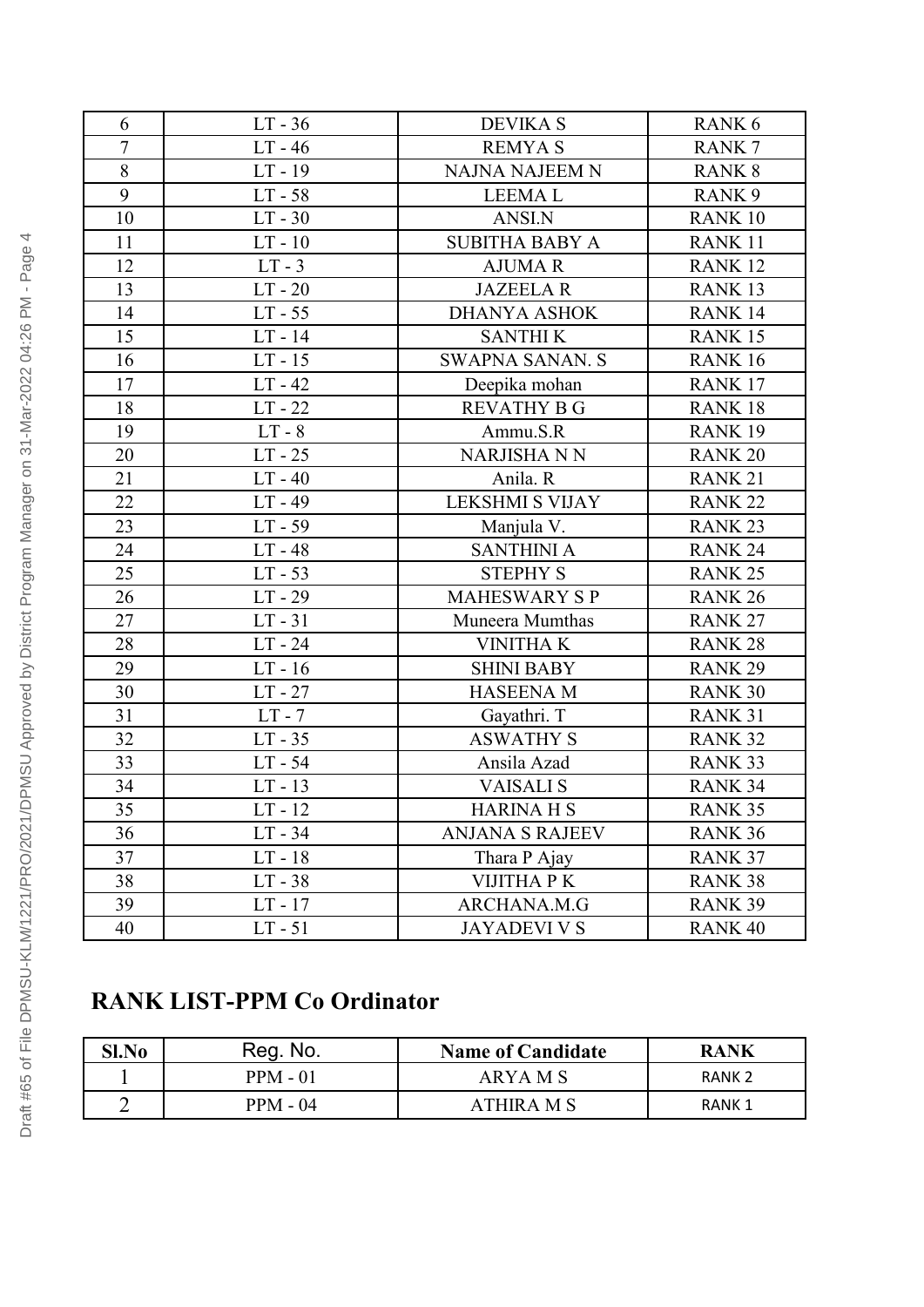| | | | |
|---|---|---|---|
| 6 | LT - 36 | DEVIKA S | RANK 6 |
| 7 | LT - 46 | REMYA S | RANK 7 |
| 8 | LT - 19 | NAJNA NAJEEM N | RANK 8 |
| 9 | LT - 58 | LEEMA L | RANK 9 |
| 10 | LT - 30 | ANSI.N | RANK 10 |
| 11 | LT - 10 | SUBITHA BABY A | RANK 11 |
| 12 | LT - 3 | AJUMA R | RANK 12 |
| 13 | LT - 20 | JAZEELA R | RANK 13 |
| 14 | LT - 55 | DHANYA ASHOK | RANK 14 |
| 15 | LT - 14 | SANTHI K | RANK 15 |
| 16 | LT - 15 | SWAPNA SANAN. S | RANK 16 |
| 17 | LT - 42 | Deepika mohan | RANK 17 |
| 18 | LT - 22 | REVATHY B G | RANK 18 |
| 19 | LT - 8 | Ammu.S.R | RANK 19 |
| 20 | LT - 25 | NARJISHA N N | RANK 20 |
| 21 | LT - 40 | Anila. R | RANK 21 |
| 22 | LT - 49 | LEKSHMI S VIJAY | RANK 22 |
| 23 | LT - 59 | Manjula V. | RANK 23 |
| 24 | LT - 48 | SANTHINI A | RANK 24 |
| 25 | LT - 53 | STEPHY S | RANK 25 |
| 26 | LT - 29 | MAHESWARY S P | RANK 26 |
| 27 | LT - 31 | Muneera Mumthas | RANK 27 |
| 28 | LT - 24 | VINITHA K | RANK 28 |
| 29 | LT - 16 | SHINI BABY | RANK 29 |
| 30 | LT - 27 | HASEENA M | RANK 30 |
| 31 | LT - 7 | Gayathri. T | RANK 31 |
| 32 | LT - 35 | ASWATHY S | RANK 32 |
| 33 | LT - 54 | Ansila Azad | RANK 33 |
| 34 | LT - 13 | VAISALI S | RANK 34 |
| 35 | LT - 12 | HARINA H S | RANK 35 |
| 36 | LT - 34 | ANJANA S RAJEEV | RANK 36 |
| 37 | LT - 18 | Thara P Ajay | RANK 37 |
| 38 | LT - 38 | VIJITHA P K | RANK 38 |
| 39 | LT - 17 | ARCHANA.M.G | RANK 39 |
| 40 | LT - 51 | JAYADEVI V S | RANK 40 |

## RANK LIST-PPM Co Ordinator

| Sl.No | Reg. No. | Name of Candidate | RANK |
|---|---|---|---|
| 1 | PPM - 01 | ARYA M S | RANK 2 |
| 2 | PPM - 04 | ATHIRA M S | RANK 1 |